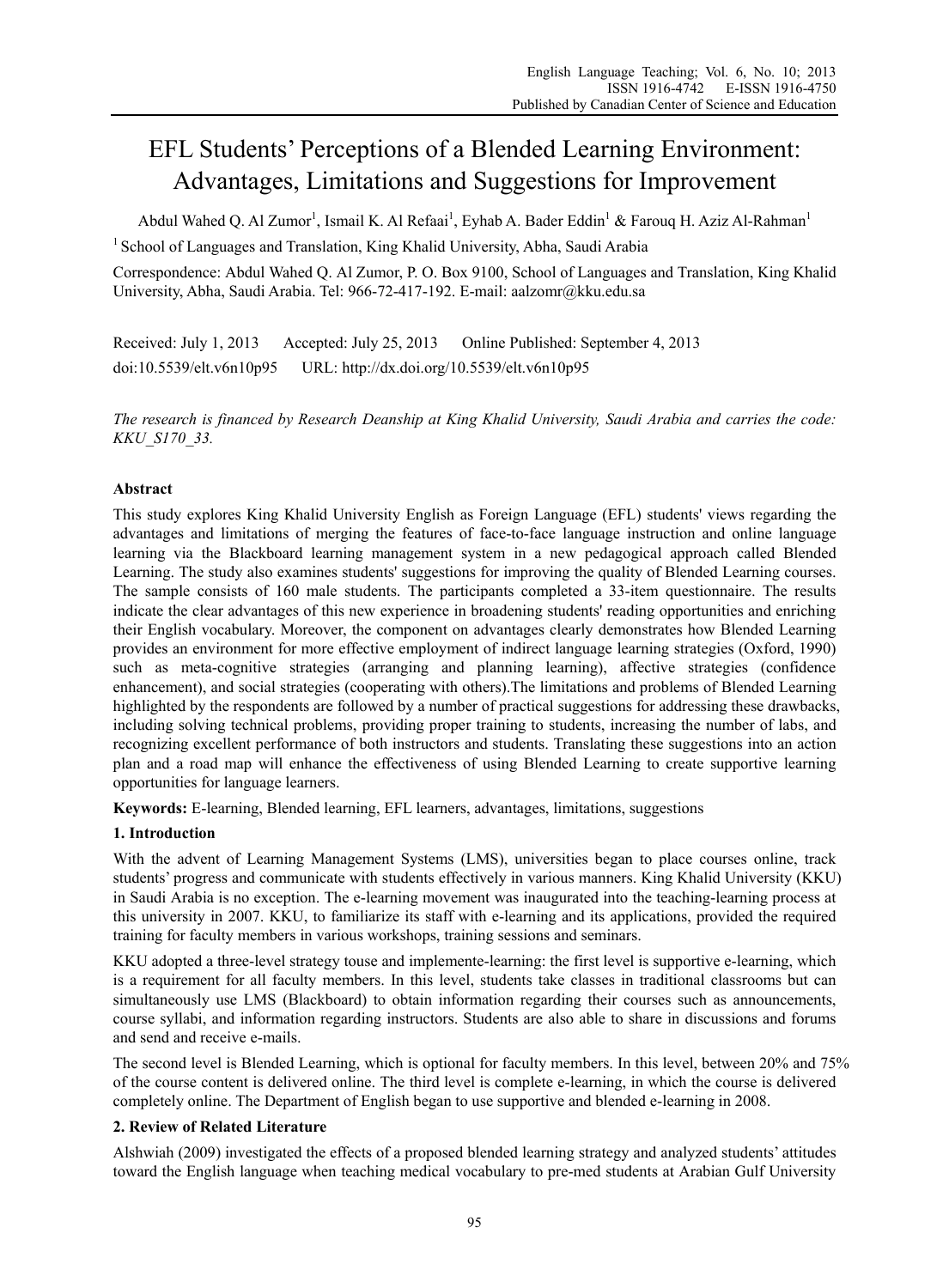# EFL Students' Perceptions of a Blended Learning Environment: Advantages, Limitations and Suggestions for Improvement

Abdul Wahed Q. Al Zumor[1], Ismail K. Al Refaai[1], Eyhab A. Bader Eddin[1] & Farouq H. Aziz Al-Rahman[1]

[1] School of Languages and Translation, King Khalid University, Abha, Saudi Arabia

Correspondence: Abdul Wahed Q. Al Zumor, P. O. Box 9100, School of Languages and Translation, King Khalid University, Abha, Saudi Arabia. Tel: 966-72-417-192. E-mail: aalzomr@kku.edu.sa

Received: July 1, 2013 Accepted: July 25, 2013 Online Published: September 4, 2013

doi:10.5539/elt.v6n10p95 URL: http://dx.doi.org/10.5539/elt.v6n10p95

*The research is financed by Research Deanship at King Khalid University, Saudi Arabia and carries the code: KKU_S170_33.*

## Abstract

This study explores King Khalid University English as Foreign Language (EFL) students' views regarding the advantages and limitations of merging the features of face-to-face language instruction and online language learning via the Blackboard learning management system in a new pedagogical approach called Blended Learning. The study also examines students' suggestions for improving the quality of Blended Learning courses. The sample consists of 160 male students. The participants completed a 33-item questionnaire. The results indicate the clear advantages of this new experience in broadening students' reading opportunities and enriching their English vocabulary. Moreover, the component on advantages clearly demonstrates how Blended Learning provides an environment for more effective employment of indirect language learning strategies (Oxford, 1990) such as meta-cognitive strategies (arranging and planning learning), affective strategies (confidence enhancement), and social strategies (cooperating with others).The limitations and problems of Blended Learning highlighted by the respondents are followed by a number of practical suggestions for addressing these drawbacks, including solving technical problems, providing proper training to students, increasing the number of labs, and recognizing excellent performance of both instructors and students. Translating these suggestions into an action plan and a road map will enhance the effectiveness of using Blended Learning to create supportive learning opportunities for language learners.

**Keywords:** E-learning, Blended learning, EFL learners, advantages, limitations, suggestions

## 1. Introduction

With the advent of Learning Management Systems (LMS), universities began to place courses online, track students' progress and communicate with students effectively in various manners. King Khalid University (KKU) in Saudi Arabia is no exception. The e-learning movement was inaugurated into the teaching-learning process at this university in 2007. KKU, to familiarize its staff with e-learning and its applications, provided the required training for faculty members in various workshops, training sessions and seminars.

KKU adopted a three-level strategy touse and implemente-learning: the first level is supportive e-learning, which is a requirement for all faculty members. In this level, students take classes in traditional classrooms but can simultaneously use LMS (Blackboard) to obtain information regarding their courses such as announcements, course syllabi, and information regarding instructors. Students are also able to share in discussions and forums and send and receive e-mails.

The second level is Blended Learning, which is optional for faculty members. In this level, between 20% and 75% of the course content is delivered online. The third level is complete e-learning, in which the course is delivered completely online. The Department of English began to use supportive and blended e-learning in 2008.

## 2. Review of Related Literature

Alshwiah (2009) investigated the effects of a proposed blended learning strategy and analyzed students' attitudes toward the English language when teaching medical vocabulary to pre-med students at Arabian Gulf University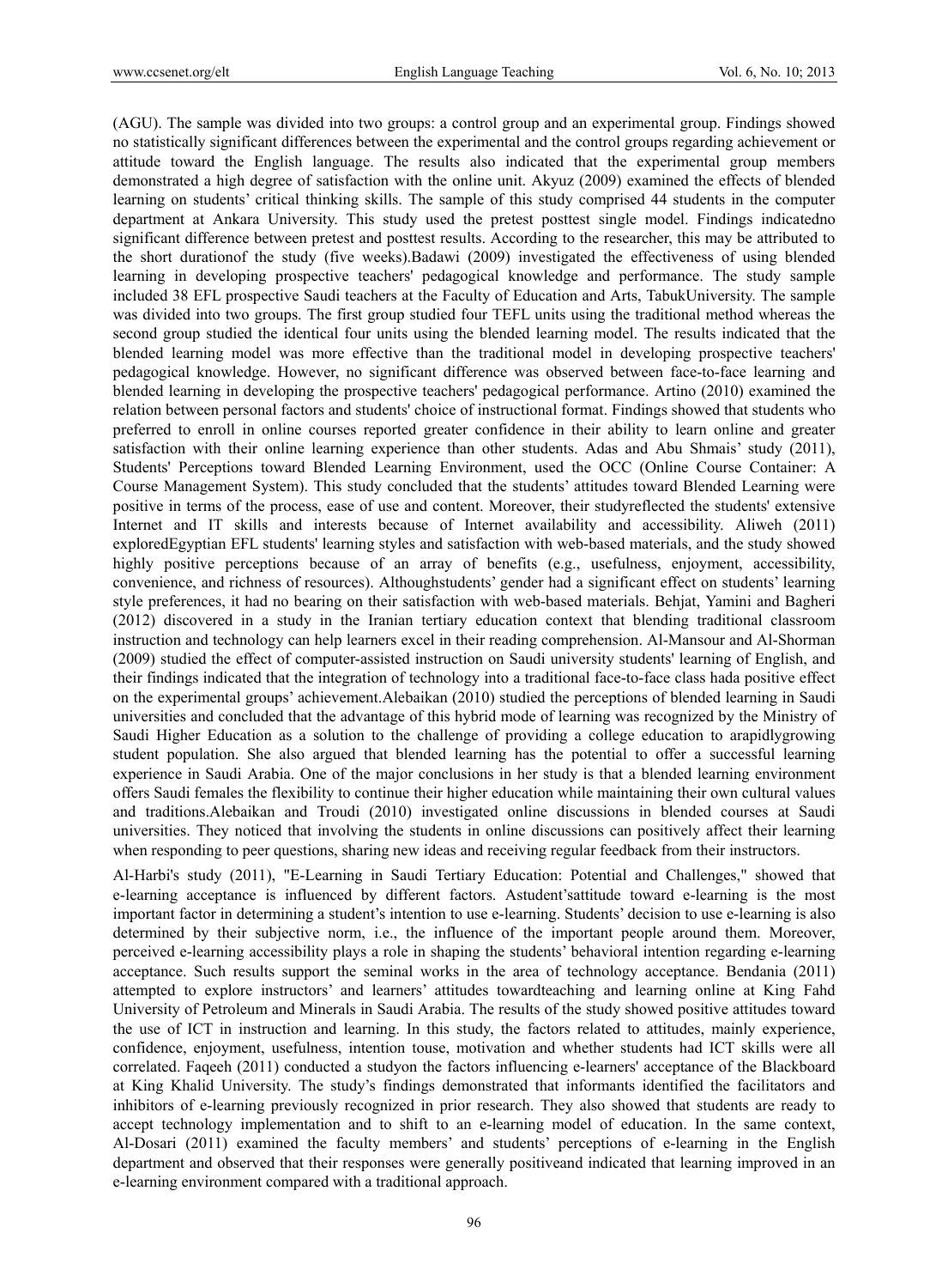(AGU). The sample was divided into two groups: a control group and an experimental group. Findings showed no statistically significant differences between the experimental and the control groups regarding achievement or attitude toward the English language. The results also indicated that the experimental group members demonstrated a high degree of satisfaction with the online unit. Akyuz (2009) examined the effects of blended learning on students' critical thinking skills. The sample of this study comprised 44 students in the computer department at Ankara University. This study used the pretest posttest single model. Findings indicatedno significant difference between pretest and posttest results. According to the researcher, this may be attributed to the short durationof the study (five weeks).Badawi (2009) investigated the effectiveness of using blended learning in developing prospective teachers' pedagogical knowledge and performance. The study sample included 38 EFL prospective Saudi teachers at the Faculty of Education and Arts, TabukUniversity. The sample was divided into two groups. The first group studied four TEFL units using the traditional method whereas the second group studied the identical four units using the blended learning model. The results indicated that the blended learning model was more effective than the traditional model in developing prospective teachers' pedagogical knowledge. However, no significant difference was observed between face-to-face learning and blended learning in developing the prospective teachers' pedagogical performance. Artino (2010) examined the relation between personal factors and students' choice of instructional format. Findings showed that students who preferred to enroll in online courses reported greater confidence in their ability to learn online and greater satisfaction with their online learning experience than other students. Adas and Abu Shmais' study (2011), Students' Perceptions toward Blended Learning Environment, used the OCC (Online Course Container: A Course Management System). This study concluded that the students' attitudes toward Blended Learning were positive in terms of the process, ease of use and content. Moreover, their studyreflected the students' extensive Internet and IT skills and interests because of Internet availability and accessibility. Aliweh (2011) exploredEgyptian EFL students' learning styles and satisfaction with web-based materials, and the study showed highly positive perceptions because of an array of benefits (e.g., usefulness, enjoyment, accessibility, convenience, and richness of resources). Althoughstudents' gender had a significant effect on students' learning style preferences, it had no bearing on their satisfaction with web-based materials. Behjat, Yamini and Bagheri (2012) discovered in a study in the Iranian tertiary education context that blending traditional classroom instruction and technology can help learners excel in their reading comprehension. Al-Mansour and Al-Shorman (2009) studied the effect of computer-assisted instruction on Saudi university students' learning of English, and their findings indicated that the integration of technology into a traditional face-to-face class hada positive effect on the experimental groups' achievement.Alebaikan (2010) studied the perceptions of blended learning in Saudi universities and concluded that the advantage of this hybrid mode of learning was recognized by the Ministry of Saudi Higher Education as a solution to the challenge of providing a college education to arapidlygrowing student population. She also argued that blended learning has the potential to offer a successful learning experience in Saudi Arabia. One of the major conclusions in her study is that a blended learning environment offers Saudi females the flexibility to continue their higher education while maintaining their own cultural values and traditions.Alebaikan and Troudi (2010) investigated online discussions in blended courses at Saudi universities. They noticed that involving the students in online discussions can positively affect their learning when responding to peer questions, sharing new ideas and receiving regular feedback from their instructors.

Al-Harbi's study (2011), "E-Learning in Saudi Tertiary Education: Potential and Challenges," showed that e-learning acceptance is influenced by different factors. Astudent'sattitude toward e-learning is the most important factor in determining a student's intention to use e-learning. Students' decision to use e-learning is also determined by their subjective norm, i.e., the influence of the important people around them. Moreover, perceived e-learning accessibility plays a role in shaping the students' behavioral intention regarding e-learning acceptance. Such results support the seminal works in the area of technology acceptance. Bendania (2011) attempted to explore instructors' and learners' attitudes towardteaching and learning online at King Fahd University of Petroleum and Minerals in Saudi Arabia. The results of the study showed positive attitudes toward the use of ICT in instruction and learning. In this study, the factors related to attitudes, mainly experience, confidence, enjoyment, usefulness, intention touse, motivation and whether students had ICT skills were all correlated. Faqeeh (2011) conducted a studyon the factors influencing e-learners' acceptance of the Blackboard at King Khalid University. The study's findings demonstrated that informants identified the facilitators and inhibitors of e-learning previously recognized in prior research. They also showed that students are ready to accept technology implementation and to shift to an e-learning model of education. In the same context, Al-Dosari (2011) examined the faculty members' and students' perceptions of e-learning in the English department and observed that their responses were generally positiveand indicated that learning improved in an e-learning environment compared with a traditional approach.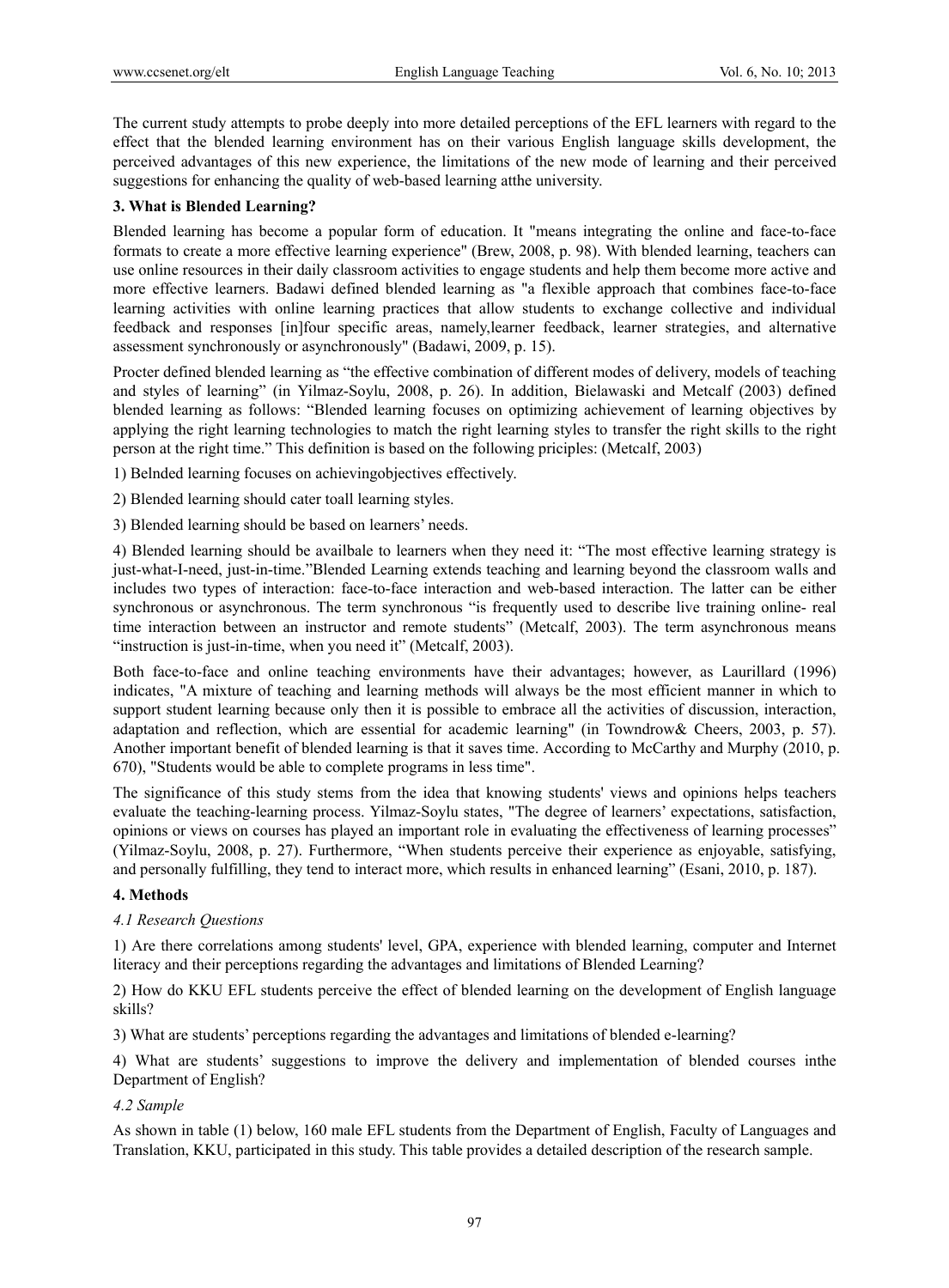The current study attempts to probe deeply into more detailed perceptions of the EFL learners with regard to the effect that the blended learning environment has on their various English language skills development, the perceived advantages of this new experience, the limitations of the new mode of learning and their perceived suggestions for enhancing the quality of web-based learning atthe university.

## 3. What is Blended Learning?

Blended learning has become a popular form of education. It "means integrating the online and face-to-face formats to create a more effective learning experience" (Brew, 2008, p. 98). With blended learning, teachers can use online resources in their daily classroom activities to engage students and help them become more active and more effective learners. Badawi defined blended learning as "a flexible approach that combines face-to-face learning activities with online learning practices that allow students to exchange collective and individual feedback and responses [in]four specific areas, namely,learner feedback, learner strategies, and alternative assessment synchronously or asynchronously" (Badawi, 2009, p. 15).

Procter defined blended learning as "the effective combination of different modes of delivery, models of teaching and styles of learning" (in Yilmaz-Soylu, 2008, p. 26). In addition, Bielawaski and Metcalf (2003) defined blended learning as follows: "Blended learning focuses on optimizing achievement of learning objectives by applying the right learning technologies to match the right learning styles to transfer the right skills to the right person at the right time." This definition is based on the following priciples: (Metcalf, 2003)

1) Belnded learning focuses on achievingobjectives effectively.

2) Blended learning should cater toall learning styles.

3) Blended learning should be based on learners' needs.

4) Blended learning should be availbale to learners when they need it: "The most effective learning strategy is just-what-I-need, just-in-time."Blended Learning extends teaching and learning beyond the classroom walls and includes two types of interaction: face-to-face interaction and web-based interaction. The latter can be either synchronous or asynchronous. The term synchronous "is frequently used to describe live training online- real time interaction between an instructor and remote students" (Metcalf, 2003). The term asynchronous means "instruction is just-in-time, when you need it" (Metcalf, 2003).

Both face-to-face and online teaching environments have their advantages; however, as Laurillard (1996) indicates, "A mixture of teaching and learning methods will always be the most efficient manner in which to support student learning because only then it is possible to embrace all the activities of discussion, interaction, adaptation and reflection, which are essential for academic learning" (in Towndrow& Cheers, 2003, p. 57). Another important benefit of blended learning is that it saves time. According to McCarthy and Murphy (2010, p. 670), "Students would be able to complete programs in less time".

The significance of this study stems from the idea that knowing students' views and opinions helps teachers evaluate the teaching-learning process. Yilmaz-Soylu states, "The degree of learners' expectations, satisfaction, opinions or views on courses has played an important role in evaluating the effectiveness of learning processes" (Yilmaz-Soylu, 2008, p. 27). Furthermore, "When students perceive their experience as enjoyable, satisfying, and personally fulfilling, they tend to interact more, which results in enhanced learning" (Esani, 2010, p. 187).

## 4. Methods

### *4.1 Research Questions*

1) Are there correlations among students' level, GPA, experience with blended learning, computer and Internet literacy and their perceptions regarding the advantages and limitations of Blended Learning?

2) How do KKU EFL students perceive the effect of blended learning on the development of English language skills?

3) What are students' perceptions regarding the advantages and limitations of blended e-learning?

4) What are students' suggestions to improve the delivery and implementation of blended courses inthe Department of English?

### *4.2 Sample*

As shown in table (1) below, 160 male EFL students from the Department of English, Faculty of Languages and Translation, KKU, participated in this study. This table provides a detailed description of the research sample.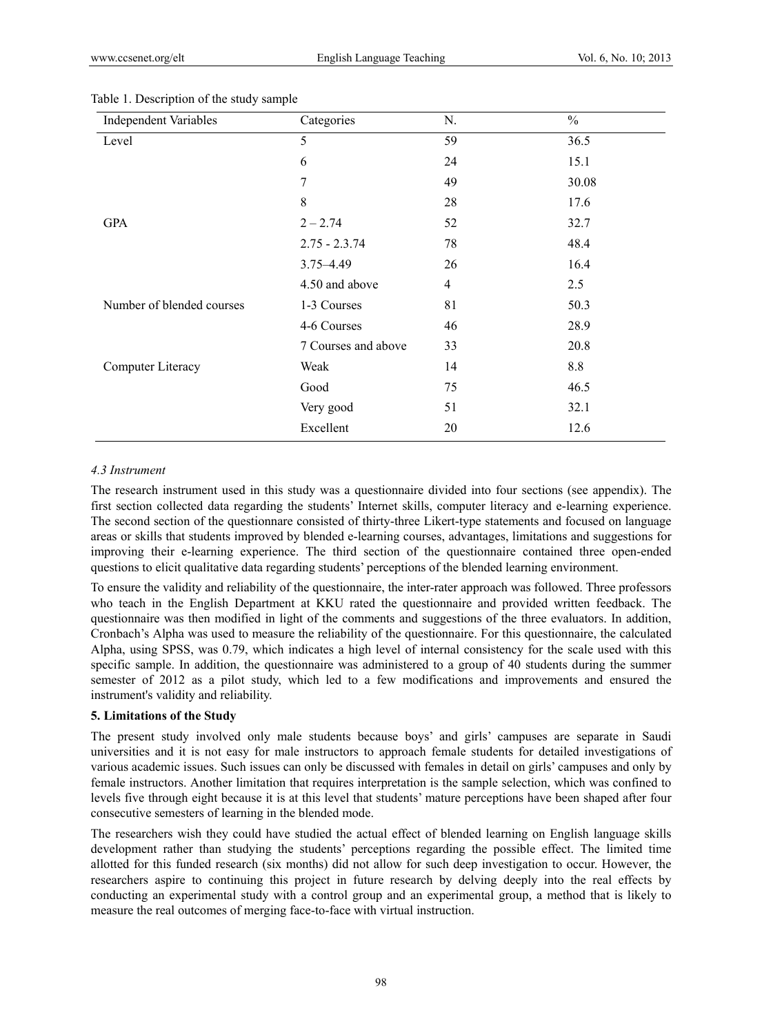Table 1. Description of the study sample

| Independent Variables | Categories | N. | % |
|---|---|---|---|
| Level | 5 | 59 | 36.5 |
| | 6 | 24 | 15.1 |
| | 7 | 49 | 30.08 |
| | 8 | 28 | 17.6 |
| GPA | 2 – 2.74 | 52 | 32.7 |
| | 2.75 - 2.3.74 | 78 | 48.4 |
| | 3.75–4.49 | 26 | 16.4 |
| | 4.50 and above | 4 | 2.5 |
| Number of blended courses | 1-3 Courses | 81 | 50.3 |
| | 4-6 Courses | 46 | 28.9 |
| | 7 Courses and above | 33 | 20.8 |
| Computer Literacy | Weak | 14 | 8.8 |
| | Good | 75 | 46.5 |
| | Very good | 51 | 32.1 |
| | Excellent | 20 | 12.6 |

### *4.3 Instrument*

The research instrument used in this study was a questionnaire divided into four sections (see appendix). The first section collected data regarding the students' Internet skills, computer literacy and e-learning experience. The second section of the questionnare consisted of thirty-three Likert-type statements and focused on language areas or skills that students improved by blended e-learning courses, advantages, limitations and suggestions for improving their e-learning experience. The third section of the questionnaire contained three open-ended questions to elicit qualitative data regarding students' perceptions of the blended learning environment.

To ensure the validity and reliability of the questionnaire, the inter-rater approach was followed. Three professors who teach in the English Department at KKU rated the questionnaire and provided written feedback. The questionnaire was then modified in light of the comments and suggestions of the three evaluators. In addition, Cronbach's Alpha was used to measure the reliability of the questionnaire. For this questionnaire, the calculated Alpha, using SPSS, was 0.79, which indicates a high level of internal consistency for the scale used with this specific sample. In addition, the questionnaire was administered to a group of 40 students during the summer semester of 2012 as a pilot study, which led to a few modifications and improvements and ensured the instrument's validity and reliability.

## 5. Limitations of the Study

The present study involved only male students because boys' and girls' campuses are separate in Saudi universities and it is not easy for male instructors to approach female students for detailed investigations of various academic issues. Such issues can only be discussed with females in detail on girls' campuses and only by female instructors. Another limitation that requires interpretation is the sample selection, which was confined to levels five through eight because it is at this level that students' mature perceptions have been shaped after four consecutive semesters of learning in the blended mode.

The researchers wish they could have studied the actual effect of blended learning on English language skills development rather than studying the students' perceptions regarding the possible effect. The limited time allotted for this funded research (six months) did not allow for such deep investigation to occur. However, the researchers aspire to continuing this project in future research by delving deeply into the real effects by conducting an experimental study with a control group and an experimental group, a method that is likely to measure the real outcomes of merging face-to-face with virtual instruction.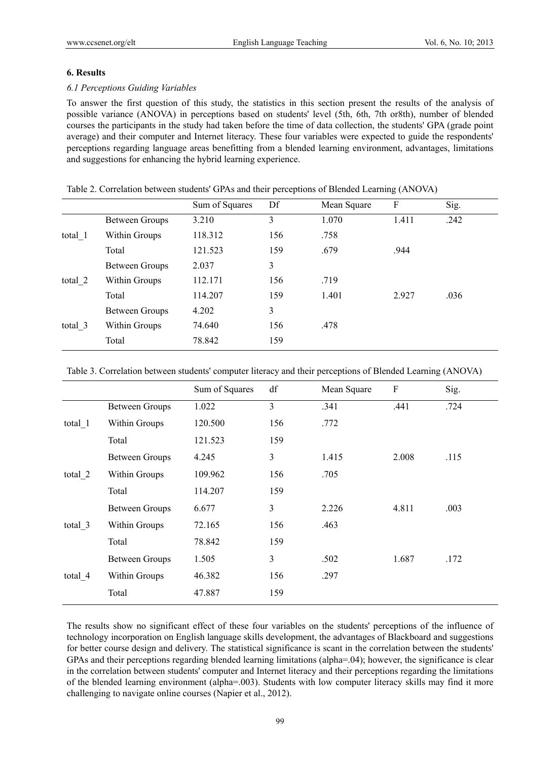## 6. Results

### *6.1 Perceptions Guiding Variables*

To answer the first question of this study, the statistics in this section present the results of the analysis of possible variance (ANOVA) in perceptions based on students' level (5th, 6th, 7th or8th), number of blended courses the participants in the study had taken before the time of data collection, the students' GPA (grade point average) and their computer and Internet literacy. These four variables were expected to guide the respondents' perceptions regarding language areas benefitting from a blended learning environment, advantages, limitations and suggestions for enhancing the hybrid learning experience.

Table 2. Correlation between students' GPAs and their perceptions of Blended Learning (ANOVA)

| | | Sum of Squares | Df | Mean Square | F | Sig. |
|---|---|---|---|---|---|---|
| total_1 | Between Groups | 3.210 | 3 | 1.070 | 1.411 | .242 |
| | Within Groups | 118.312 | 156 | .758 | | |
| | Total | 121.523 | 159 | .679 | .944 | |
| total_2 | Between Groups | 2.037 | 3 | | | |
| | Within Groups | 112.171 | 156 | .719 | | |
| | Total | 114.207 | 159 | 1.401 | 2.927 | .036 |
| total_3 | Between Groups | 4.202 | 3 | | | |
| | Within Groups | 74.640 | 156 | .478 | | |
| | Total | 78.842 | 159 | | | |

Table 3. Correlation between students' computer literacy and their perceptions of Blended Learning (ANOVA)

| | | Sum of Squares | df | Mean Square | F | Sig. |
|---|---|---|---|---|---|---|
| total_1 | Between Groups | 1.022 | 3 | .341 | .441 | .724 |
| | Within Groups | 120.500 | 156 | .772 | | |
| | Total | 121.523 | 159 | | | |
| total_2 | Between Groups | 4.245 | 3 | 1.415 | 2.008 | .115 |
| | Within Groups | 109.962 | 156 | .705 | | |
| | Total | 114.207 | 159 | | | |
| total_3 | Between Groups | 6.677 | 3 | 2.226 | 4.811 | .003 |
| | Within Groups | 72.165 | 156 | .463 | | |
| | Total | 78.842 | 159 | | | |
| total_4 | Between Groups | 1.505 | 3 | .502 | 1.687 | .172 |
| | Within Groups | 46.382 | 156 | .297 | | |
| | Total | 47.887 | 159 | | | |

The results show no significant effect of these four variables on the students' perceptions of the influence of technology incorporation on English language skills development, the advantages of Blackboard and suggestions for better course design and delivery. The statistical significance is scant in the correlation between the students' GPAs and their perceptions regarding blended learning limitations (alpha=.04); however, the significance is clear in the correlation between students' computer and Internet literacy and their perceptions regarding the limitations of the blended learning environment (alpha=.003). Students with low computer literacy skills may find it more challenging to navigate online courses (Napier et al., 2012).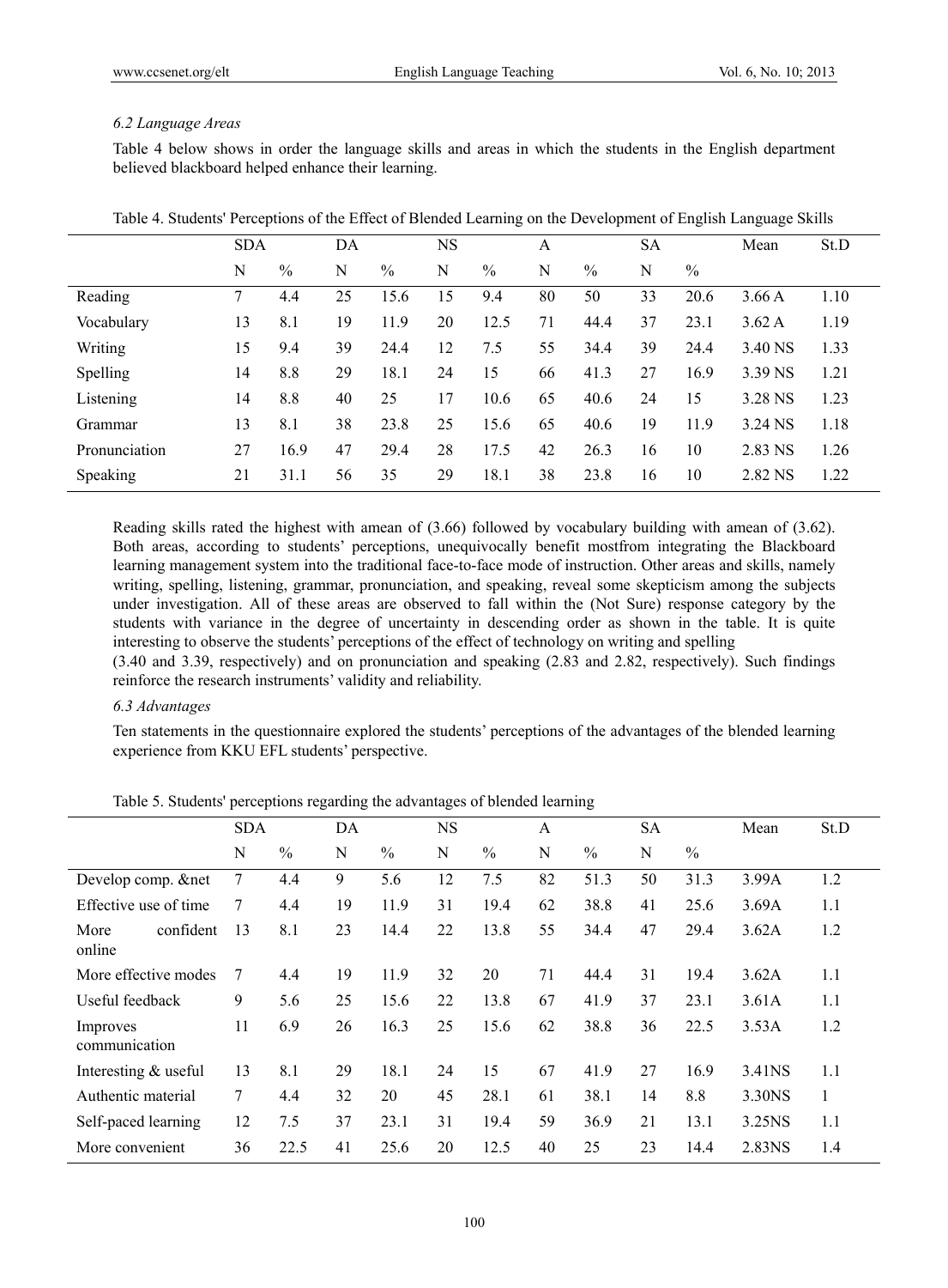### *6.2 Language Areas*

Table 4 below shows in order the language skills and areas in which the students in the English department believed blackboard helped enhance their learning.

Table 4. Students' Perceptions of the Effect of Blended Learning on the Development of English Language Skills

| | SDA | | DA | | NS | | A | | SA | | Mean | St.D |
|---|---|---|---|---|---|---|---|---|---|---|---|---|
| | N | % | N | % | N | % | N | % | N | % | | |
| Reading | 7 | 4.4 | 25 | 15.6 | 15 | 9.4 | 80 | 50 | 33 | 20.6 | 3.66 A | 1.10 |
| Vocabulary | 13 | 8.1 | 19 | 11.9 | 20 | 12.5 | 71 | 44.4 | 37 | 23.1 | 3.62 A | 1.19 |
| Writing | 15 | 9.4 | 39 | 24.4 | 12 | 7.5 | 55 | 34.4 | 39 | 24.4 | 3.40 NS | 1.33 |
| Spelling | 14 | 8.8 | 29 | 18.1 | 24 | 15 | 66 | 41.3 | 27 | 16.9 | 3.39 NS | 1.21 |
| Listening | 14 | 8.8 | 40 | 25 | 17 | 10.6 | 65 | 40.6 | 24 | 15 | 3.28 NS | 1.23 |
| Grammar | 13 | 8.1 | 38 | 23.8 | 25 | 15.6 | 65 | 40.6 | 19 | 11.9 | 3.24 NS | 1.18 |
| Pronunciation | 27 | 16.9 | 47 | 29.4 | 28 | 17.5 | 42 | 26.3 | 16 | 10 | 2.83 NS | 1.26 |
| Speaking | 21 | 31.1 | 56 | 35 | 29 | 18.1 | 38 | 23.8 | 16 | 10 | 2.82 NS | 1.22 |

Reading skills rated the highest with amean of (3.66) followed by vocabulary building with amean of (3.62). Both areas, according to students' perceptions, unequivocally benefit mostfrom integrating the Blackboard learning management system into the traditional face-to-face mode of instruction. Other areas and skills, namely writing, spelling, listening, grammar, pronunciation, and speaking, reveal some skepticism among the subjects under investigation. All of these areas are observed to fall within the (Not Sure) response category by the students with variance in the degree of uncertainty in descending order as shown in the table. It is quite interesting to observe the students' perceptions of the effect of technology on writing and spelling (3.40 and 3.39, respectively) and on pronunciation and speaking (2.83 and 2.82, respectively). Such findings reinforce the research instruments' validity and reliability.

### *6.3 Advantages*

Ten statements in the questionnaire explored the students' perceptions of the advantages of the blended learning experience from KKU EFL students' perspective.

Table 5. Students' perceptions regarding the advantages of blended learning

| | SDA | | DA | | NS | | A | | SA | | Mean | St.D |
|---|---|---|---|---|---|---|---|---|---|---|---|---|
| | N | % | N | % | N | % | N | % | N | % | | |
| Develop comp. &net | 7 | 4.4 | 9 | 5.6 | 12 | 7.5 | 82 | 51.3 | 50 | 31.3 | 3.99A | 1.2 |
| Effective use of time | 7 | 4.4 | 19 | 11.9 | 31 | 19.4 | 62 | 38.8 | 41 | 25.6 | 3.69A | 1.1 |
| More confident online | 13 | 8.1 | 23 | 14.4 | 22 | 13.8 | 55 | 34.4 | 47 | 29.4 | 3.62A | 1.2 |
| More effective modes | 7 | 4.4 | 19 | 11.9 | 32 | 20 | 71 | 44.4 | 31 | 19.4 | 3.62A | 1.1 |
| Useful feedback | 9 | 5.6 | 25 | 15.6 | 22 | 13.8 | 67 | 41.9 | 37 | 23.1 | 3.61A | 1.1 |
| Improves communication | 11 | 6.9 | 26 | 16.3 | 25 | 15.6 | 62 | 38.8 | 36 | 22.5 | 3.53A | 1.2 |
| Interesting & useful | 13 | 8.1 | 29 | 18.1 | 24 | 15 | 67 | 41.9 | 27 | 16.9 | 3.41NS | 1.1 |
| Authentic material | 7 | 4.4 | 32 | 20 | 45 | 28.1 | 61 | 38.1 | 14 | 8.8 | 3.30NS | 1 |
| Self-paced learning | 12 | 7.5 | 37 | 23.1 | 31 | 19.4 | 59 | 36.9 | 21 | 13.1 | 3.25NS | 1.1 |
| More convenient | 36 | 22.5 | 41 | 25.6 | 20 | 12.5 | 40 | 25 | 23 | 14.4 | 2.83NS | 1.4 |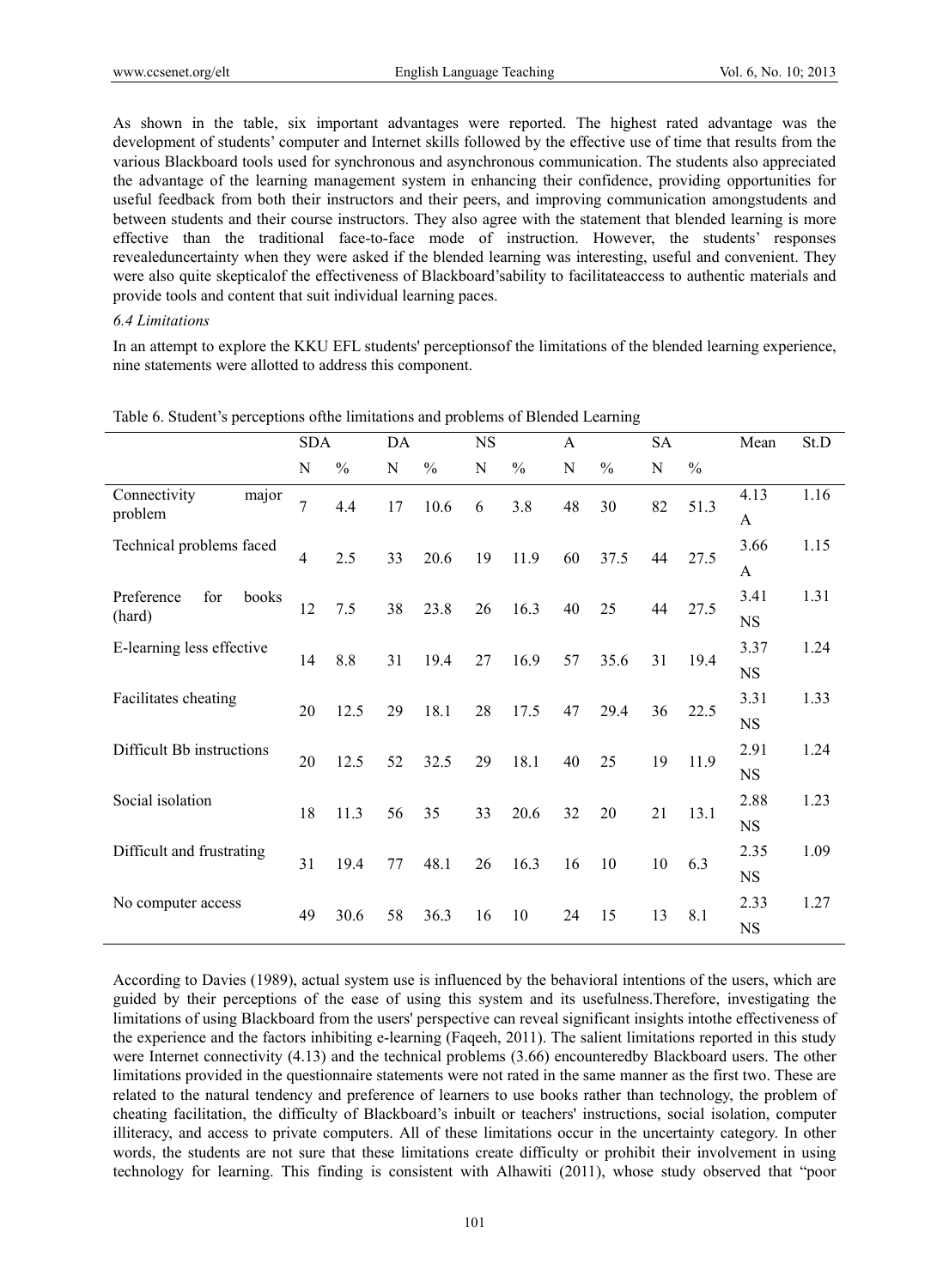As shown in the table, six important advantages were reported. The highest rated advantage was the development of students' computer and Internet skills followed by the effective use of time that results from the various Blackboard tools used for synchronous and asynchronous communication. The students also appreciated the advantage of the learning management system in enhancing their confidence, providing opportunities for useful feedback from both their instructors and their peers, and improving communication amongstudents and between students and their course instructors. They also agree with the statement that blended learning is more effective than the traditional face-to-face mode of instruction. However, the students' responses revealeduncertainty when they were asked if the blended learning was interesting, useful and convenient. They were also quite skepticalof the effectiveness of Blackboard'sability to facilitateaccess to authentic materials and provide tools and content that suit individual learning paces.

*6.4 Limitations*

In an attempt to explore the KKU EFL students' perceptionsof the limitations of the blended learning experience, nine statements were allotted to address this component.

Table 6. Student's perceptions ofthe limitations and problems of Blended Learning

| | SDA | | DA | | NS | | A | | SA | | Mean | St.D |
|---|---|---|---|---|---|---|---|---|---|---|---|---|
| | N | % | N | % | N | % | N | % | N | % | | |
| Connectivity major problem | 7 | 4.4 | 17 | 10.6 | 6 | 3.8 | 48 | 30 | 82 | 51.3 | 4.13 A | 1.16 |
| Technical problems faced | 4 | 2.5 | 33 | 20.6 | 19 | 11.9 | 60 | 37.5 | 44 | 27.5 | 3.66 A | 1.15 |
| Preference for books (hard) | 12 | 7.5 | 38 | 23.8 | 26 | 16.3 | 40 | 25 | 44 | 27.5 | 3.41 NS | 1.31 |
| E-learning less effective | 14 | 8.8 | 31 | 19.4 | 27 | 16.9 | 57 | 35.6 | 31 | 19.4 | 3.37 NS | 1.24 |
| Facilitates cheating | 20 | 12.5 | 29 | 18.1 | 28 | 17.5 | 47 | 29.4 | 36 | 22.5 | 3.31 NS | 1.33 |
| Difficult Bb instructions | 20 | 12.5 | 52 | 32.5 | 29 | 18.1 | 40 | 25 | 19 | 11.9 | 2.91 NS | 1.24 |
| Social isolation | 18 | 11.3 | 56 | 35 | 33 | 20.6 | 32 | 20 | 21 | 13.1 | 2.88 NS | 1.23 |
| Difficult and frustrating | 31 | 19.4 | 77 | 48.1 | 26 | 16.3 | 16 | 10 | 10 | 6.3 | 2.35 NS | 1.09 |
| No computer access | 49 | 30.6 | 58 | 36.3 | 16 | 10 | 24 | 15 | 13 | 8.1 | 2.33 NS | 1.27 |

According to Davies (1989), actual system use is influenced by the behavioral intentions of the users, which are guided by their perceptions of the ease of using this system and its usefulness.Therefore, investigating the limitations of using Blackboard from the users' perspective can reveal significant insights intothe effectiveness of the experience and the factors inhibiting e-learning (Faqeeh, 2011). The salient limitations reported in this study were Internet connectivity (4.13) and the technical problems (3.66) encounteredby Blackboard users. The other limitations provided in the questionnaire statements were not rated in the same manner as the first two. These are related to the natural tendency and preference of learners to use books rather than technology, the problem of cheating facilitation, the difficulty of Blackboard's inbuilt or teachers' instructions, social isolation, computer illiteracy, and access to private computers. All of these limitations occur in the uncertainty category. In other words, the students are not sure that these limitations create difficulty or prohibit their involvement in using technology for learning. This finding is consistent with Alhawiti (2011), whose study observed that "poor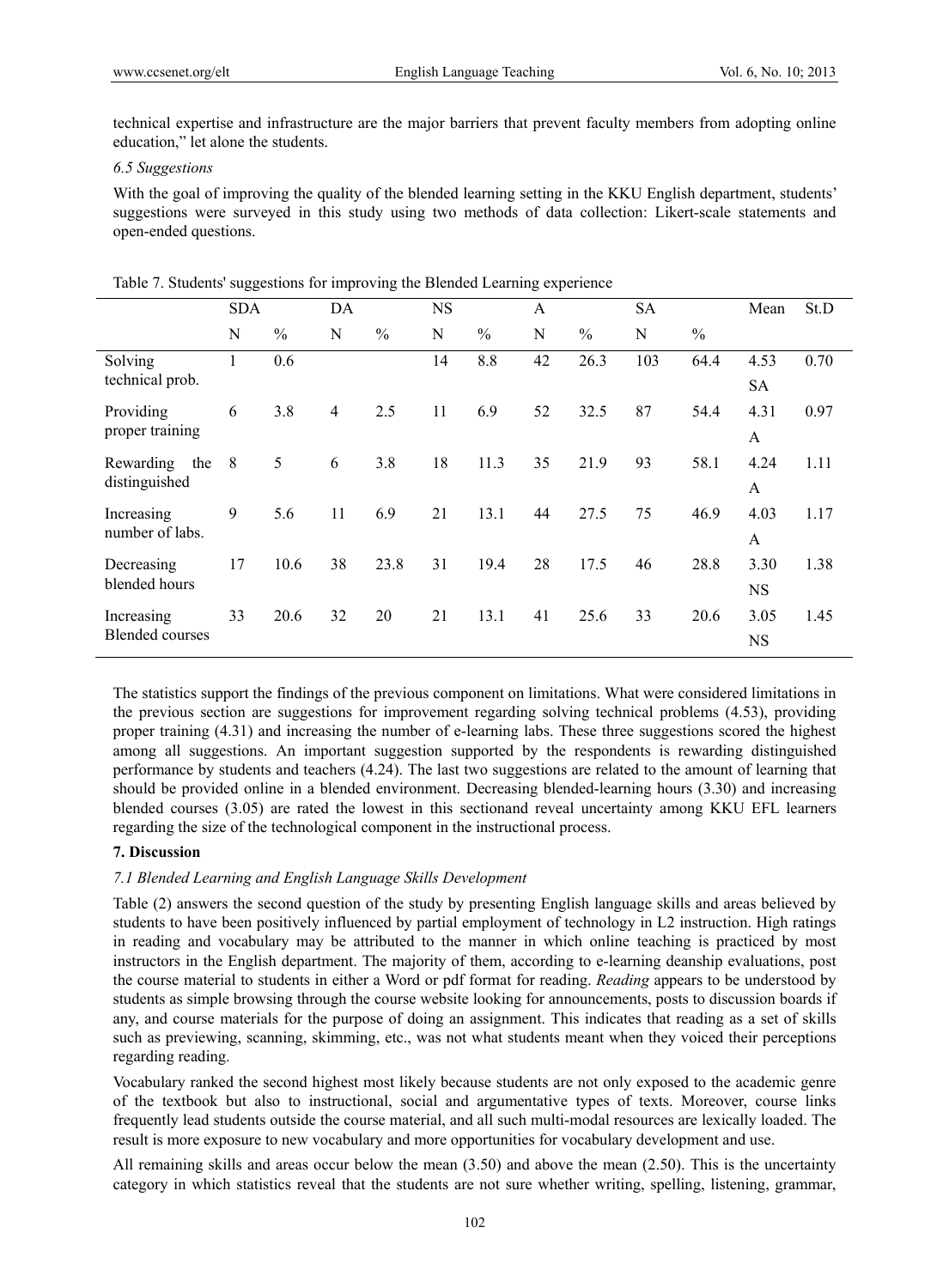technical expertise and infrastructure are the major barriers that prevent faculty members from adopting online education," let alone the students.

### *6.5 Suggestions*

With the goal of improving the quality of the blended learning setting in the KKU English department, students' suggestions were surveyed in this study using two methods of data collection: Likert-scale statements and open-ended questions.

Table 7. Students' suggestions for improving the Blended Learning experience

| | SDA | | DA | | NS | | A | | SA | | Mean | St.D |
|---|---|---|---|---|---|---|---|---|---|---|---|---|
| | N | % | N | % | N | % | N | % | N | % | | |
| Solving technical prob. | 1 | 0.6 | | | 14 | 8.8 | 42 | 26.3 | 103 | 64.4 | 4.53 SA | 0.70 |
| Providing proper training | 6 | 3.8 | 4 | 2.5 | 11 | 6.9 | 52 | 32.5 | 87 | 54.4 | 4.31 A | 0.97 |
| Rewarding the distinguished | 8 | 5 | 6 | 3.8 | 18 | 11.3 | 35 | 21.9 | 93 | 58.1 | 4.24 A | 1.11 |
| Increasing number of labs. | 9 | 5.6 | 11 | 6.9 | 21 | 13.1 | 44 | 27.5 | 75 | 46.9 | 4.03 A | 1.17 |
| Decreasing blended hours | 17 | 10.6 | 38 | 23.8 | 31 | 19.4 | 28 | 17.5 | 46 | 28.8 | 3.30 NS | 1.38 |
| Increasing Blended courses | 33 | 20.6 | 32 | 20 | 21 | 13.1 | 41 | 25.6 | 33 | 20.6 | 3.05 NS | 1.45 |

The statistics support the findings of the previous component on limitations. What were considered limitations in the previous section are suggestions for improvement regarding solving technical problems (4.53), providing proper training (4.31) and increasing the number of e-learning labs. These three suggestions scored the highest among all suggestions. An important suggestion supported by the respondents is rewarding distinguished performance by students and teachers (4.24). The last two suggestions are related to the amount of learning that should be provided online in a blended environment. Decreasing blended-learning hours (3.30) and increasing blended courses (3.05) are rated the lowest in this sectionand reveal uncertainty among KKU EFL learners regarding the size of the technological component in the instructional process.

## 7. Discussion

### *7.1 Blended Learning and English Language Skills Development*

Table (2) answers the second question of the study by presenting English language skills and areas believed by students to have been positively influenced by partial employment of technology in L2 instruction. High ratings in reading and vocabulary may be attributed to the manner in which online teaching is practiced by most instructors in the English department. The majority of them, according to e-learning deanship evaluations, post the course material to students in either a Word or pdf format for reading. *Reading* appears to be understood by students as simple browsing through the course website looking for announcements, posts to discussion boards if any, and course materials for the purpose of doing an assignment. This indicates that reading as a set of skills such as previewing, scanning, skimming, etc., was not what students meant when they voiced their perceptions regarding reading.

Vocabulary ranked the second highest most likely because students are not only exposed to the academic genre of the textbook but also to instructional, social and argumentative types of texts. Moreover, course links frequently lead students outside the course material, and all such multi-modal resources are lexically loaded. The result is more exposure to new vocabulary and more opportunities for vocabulary development and use.

All remaining skills and areas occur below the mean (3.50) and above the mean (2.50). This is the uncertainty category in which statistics reveal that the students are not sure whether writing, spelling, listening, grammar,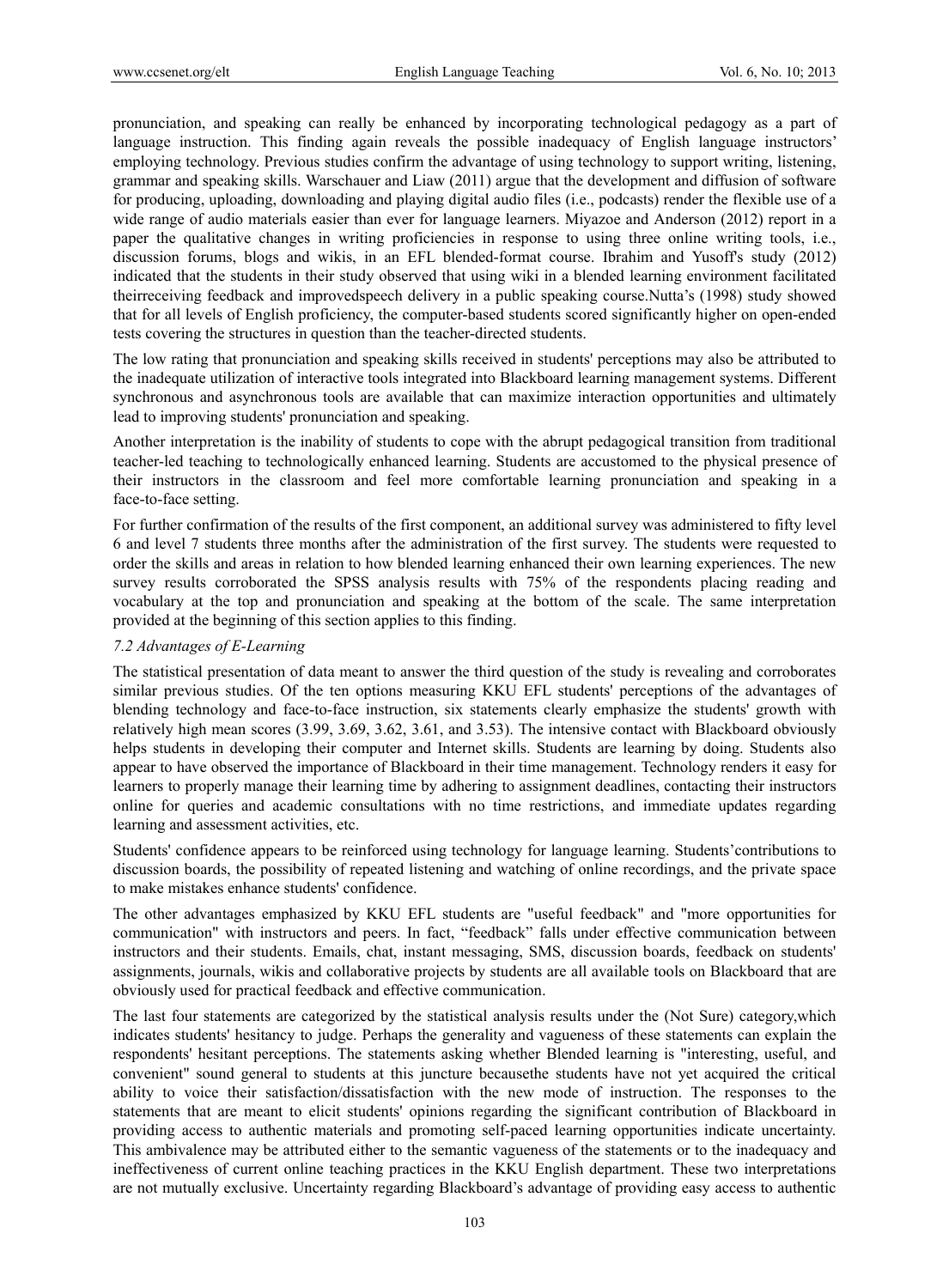pronunciation, and speaking can really be enhanced by incorporating technological pedagogy as a part of language instruction. This finding again reveals the possible inadequacy of English language instructors' employing technology. Previous studies confirm the advantage of using technology to support writing, listening, grammar and speaking skills. Warschauer and Liaw (2011) argue that the development and diffusion of software for producing, uploading, downloading and playing digital audio files (i.e., podcasts) render the flexible use of a wide range of audio materials easier than ever for language learners. Miyazoe and Anderson (2012) report in a paper the qualitative changes in writing proficiencies in response to using three online writing tools, i.e., discussion forums, blogs and wikis, in an EFL blended-format course. Ibrahim and Yusoff's study (2012) indicated that the students in their study observed that using wiki in a blended learning environment facilitated theirreceiving feedback and improvedspeech delivery in a public speaking course.Nutta's (1998) study showed that for all levels of English proficiency, the computer-based students scored significantly higher on open-ended tests covering the structures in question than the teacher-directed students.

The low rating that pronunciation and speaking skills received in students' perceptions may also be attributed to the inadequate utilization of interactive tools integrated into Blackboard learning management systems. Different synchronous and asynchronous tools are available that can maximize interaction opportunities and ultimately lead to improving students' pronunciation and speaking.

Another interpretation is the inability of students to cope with the abrupt pedagogical transition from traditional teacher-led teaching to technologically enhanced learning. Students are accustomed to the physical presence of their instructors in the classroom and feel more comfortable learning pronunciation and speaking in a face-to-face setting.

For further confirmation of the results of the first component, an additional survey was administered to fifty level 6 and level 7 students three months after the administration of the first survey. The students were requested to order the skills and areas in relation to how blended learning enhanced their own learning experiences. The new survey results corroborated the SPSS analysis results with 75% of the respondents placing reading and vocabulary at the top and pronunciation and speaking at the bottom of the scale. The same interpretation provided at the beginning of this section applies to this finding.

### *7.2 Advantages of E-Learning*

The statistical presentation of data meant to answer the third question of the study is revealing and corroborates similar previous studies. Of the ten options measuring KKU EFL students' perceptions of the advantages of blending technology and face-to-face instruction, six statements clearly emphasize the students' growth with relatively high mean scores (3.99, 3.69, 3.62, 3.61, and 3.53). The intensive contact with Blackboard obviously helps students in developing their computer and Internet skills. Students are learning by doing. Students also appear to have observed the importance of Blackboard in their time management. Technology renders it easy for learners to properly manage their learning time by adhering to assignment deadlines, contacting their instructors online for queries and academic consultations with no time restrictions, and immediate updates regarding learning and assessment activities, etc.

Students' confidence appears to be reinforced using technology for language learning. Students'contributions to discussion boards, the possibility of repeated listening and watching of online recordings, and the private space to make mistakes enhance students' confidence.

The other advantages emphasized by KKU EFL students are "useful feedback" and "more opportunities for communication" with instructors and peers. In fact, "feedback" falls under effective communication between instructors and their students. Emails, chat, instant messaging, SMS, discussion boards, feedback on students' assignments, journals, wikis and collaborative projects by students are all available tools on Blackboard that are obviously used for practical feedback and effective communication.

The last four statements are categorized by the statistical analysis results under the (Not Sure) category,which indicates students' hesitancy to judge. Perhaps the generality and vagueness of these statements can explain the respondents' hesitant perceptions. The statements asking whether Blended learning is "interesting, useful, and convenient" sound general to students at this juncture becausethe students have not yet acquired the critical ability to voice their satisfaction/dissatisfaction with the new mode of instruction. The responses to the statements that are meant to elicit students' opinions regarding the significant contribution of Blackboard in providing access to authentic materials and promoting self-paced learning opportunities indicate uncertainty. This ambivalence may be attributed either to the semantic vagueness of the statements or to the inadequacy and ineffectiveness of current online teaching practices in the KKU English department. These two interpretations are not mutually exclusive. Uncertainty regarding Blackboard's advantage of providing easy access to authentic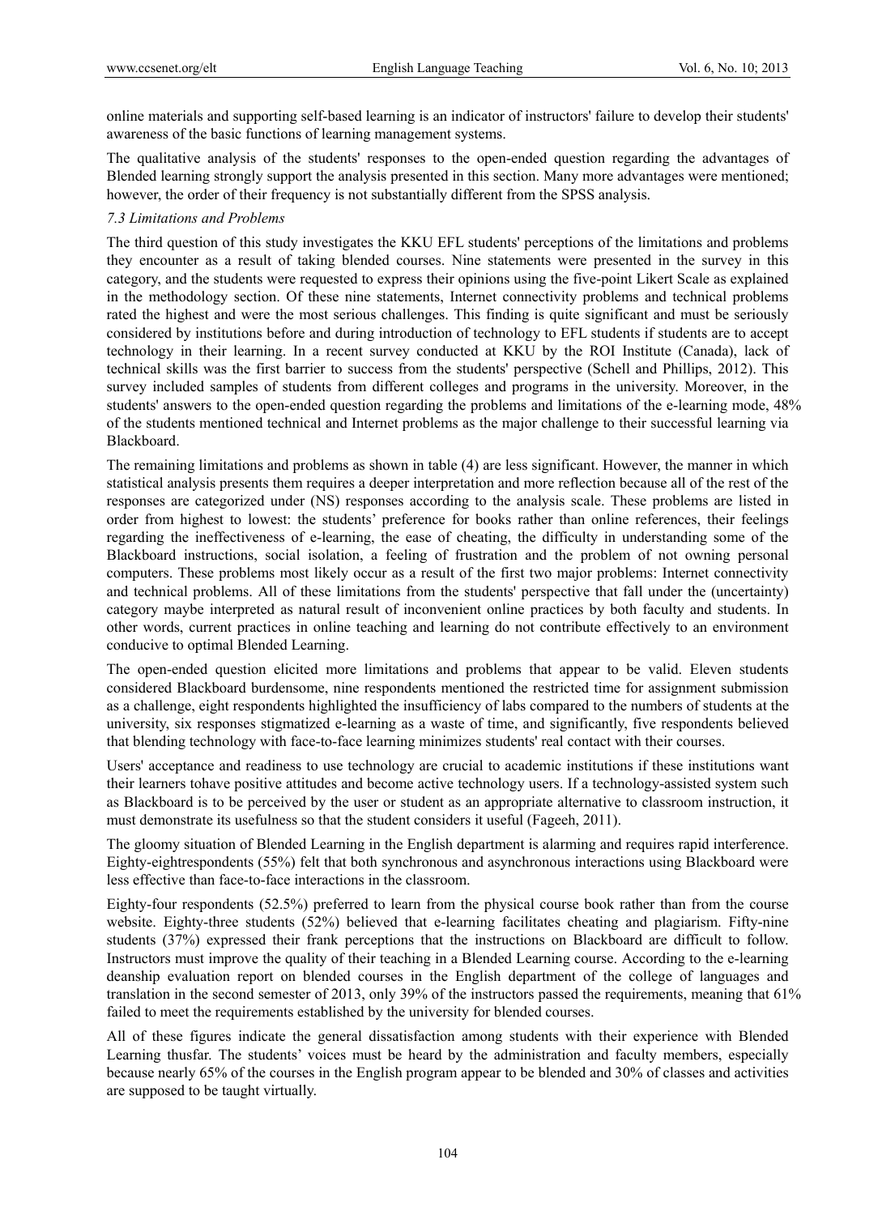online materials and supporting self-based learning is an indicator of instructors' failure to develop their students' awareness of the basic functions of learning management systems.

The qualitative analysis of the students' responses to the open-ended question regarding the advantages of Blended learning strongly support the analysis presented in this section. Many more advantages were mentioned; however, the order of their frequency is not substantially different from the SPSS analysis.

### *7.3 Limitations and Problems*

The third question of this study investigates the KKU EFL students' perceptions of the limitations and problems they encounter as a result of taking blended courses. Nine statements were presented in the survey in this category, and the students were requested to express their opinions using the five-point Likert Scale as explained in the methodology section. Of these nine statements, Internet connectivity problems and technical problems rated the highest and were the most serious challenges. This finding is quite significant and must be seriously considered by institutions before and during introduction of technology to EFL students if students are to accept technology in their learning. In a recent survey conducted at KKU by the ROI Institute (Canada), lack of technical skills was the first barrier to success from the students' perspective (Schell and Phillips, 2012). This survey included samples of students from different colleges and programs in the university. Moreover, in the students' answers to the open-ended question regarding the problems and limitations of the e-learning mode, 48% of the students mentioned technical and Internet problems as the major challenge to their successful learning via Blackboard.

The remaining limitations and problems as shown in table (4) are less significant. However, the manner in which statistical analysis presents them requires a deeper interpretation and more reflection because all of the rest of the responses are categorized under (NS) responses according to the analysis scale. These problems are listed in order from highest to lowest: the students' preference for books rather than online references, their feelings regarding the ineffectiveness of e-learning, the ease of cheating, the difficulty in understanding some of the Blackboard instructions, social isolation, a feeling of frustration and the problem of not owning personal computers. These problems most likely occur as a result of the first two major problems: Internet connectivity and technical problems. All of these limitations from the students' perspective that fall under the (uncertainty) category maybe interpreted as natural result of inconvenient online practices by both faculty and students. In other words, current practices in online teaching and learning do not contribute effectively to an environment conducive to optimal Blended Learning.

The open-ended question elicited more limitations and problems that appear to be valid. Eleven students considered Blackboard burdensome, nine respondents mentioned the restricted time for assignment submission as a challenge, eight respondents highlighted the insufficiency of labs compared to the numbers of students at the university, six responses stigmatized e-learning as a waste of time, and significantly, five respondents believed that blending technology with face-to-face learning minimizes students' real contact with their courses.

Users' acceptance and readiness to use technology are crucial to academic institutions if these institutions want their learners tohave positive attitudes and become active technology users. If a technology-assisted system such as Blackboard is to be perceived by the user or student as an appropriate alternative to classroom instruction, it must demonstrate its usefulness so that the student considers it useful (Fageeh, 2011).

The gloomy situation of Blended Learning in the English department is alarming and requires rapid interference. Eighty-eightrespondents (55%) felt that both synchronous and asynchronous interactions using Blackboard were less effective than face-to-face interactions in the classroom.

Eighty-four respondents (52.5%) preferred to learn from the physical course book rather than from the course website. Eighty-three students (52%) believed that e-learning facilitates cheating and plagiarism. Fifty-nine students (37%) expressed their frank perceptions that the instructions on Blackboard are difficult to follow. Instructors must improve the quality of their teaching in a Blended Learning course. According to the e-learning deanship evaluation report on blended courses in the English department of the college of languages and translation in the second semester of 2013, only 39% of the instructors passed the requirements, meaning that 61% failed to meet the requirements established by the university for blended courses.

All of these figures indicate the general dissatisfaction among students with their experience with Blended Learning thusfar. The students' voices must be heard by the administration and faculty members, especially because nearly 65% of the courses in the English program appear to be blended and 30% of classes and activities are supposed to be taught virtually.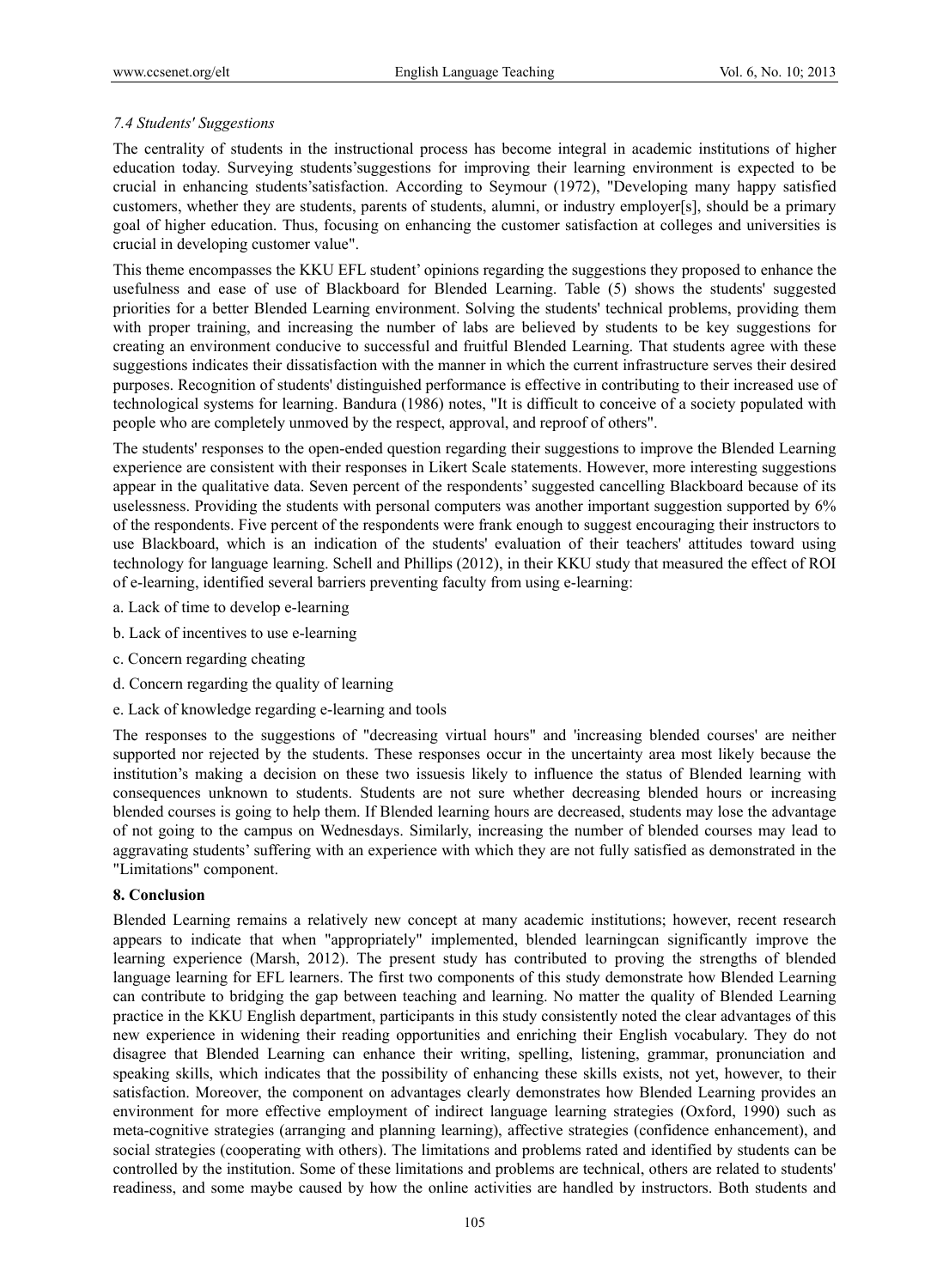### *7.4 Students' Suggestions*

The centrality of students in the instructional process has become integral in academic institutions of higher education today. Surveying students'suggestions for improving their learning environment is expected to be crucial in enhancing students'satisfaction. According to Seymour (1972), "Developing many happy satisfied customers, whether they are students, parents of students, alumni, or industry employer[s], should be a primary goal of higher education. Thus, focusing on enhancing the customer satisfaction at colleges and universities is crucial in developing customer value".

This theme encompasses the KKU EFL student' opinions regarding the suggestions they proposed to enhance the usefulness and ease of use of Blackboard for Blended Learning. Table (5) shows the students' suggested priorities for a better Blended Learning environment. Solving the students' technical problems, providing them with proper training, and increasing the number of labs are believed by students to be key suggestions for creating an environment conducive to successful and fruitful Blended Learning. That students agree with these suggestions indicates their dissatisfaction with the manner in which the current infrastructure serves their desired purposes. Recognition of students' distinguished performance is effective in contributing to their increased use of technological systems for learning. Bandura (1986) notes, "It is difficult to conceive of a society populated with people who are completely unmoved by the respect, approval, and reproof of others".

The students' responses to the open-ended question regarding their suggestions to improve the Blended Learning experience are consistent with their responses in Likert Scale statements. However, more interesting suggestions appear in the qualitative data. Seven percent of the respondents' suggested cancelling Blackboard because of its uselessness. Providing the students with personal computers was another important suggestion supported by 6% of the respondents. Five percent of the respondents were frank enough to suggest encouraging their instructors to use Blackboard, which is an indication of the students' evaluation of their teachers' attitudes toward using technology for language learning. Schell and Phillips (2012), in their KKU study that measured the effect of ROI of e-learning, identified several barriers preventing faculty from using e-learning:

a. Lack of time to develop e-learning

b. Lack of incentives to use e-learning

c. Concern regarding cheating

d. Concern regarding the quality of learning

e. Lack of knowledge regarding e-learning and tools

The responses to the suggestions of "decreasing virtual hours" and 'increasing blended courses' are neither supported nor rejected by the students. These responses occur in the uncertainty area most likely because the institution's making a decision on these two issuesis likely to influence the status of Blended learning with consequences unknown to students. Students are not sure whether decreasing blended hours or increasing blended courses is going to help them. If Blended learning hours are decreased, students may lose the advantage of not going to the campus on Wednesdays. Similarly, increasing the number of blended courses may lead to aggravating students' suffering with an experience with which they are not fully satisfied as demonstrated in the "Limitations" component.

## 8. Conclusion

Blended Learning remains a relatively new concept at many academic institutions; however, recent research appears to indicate that when "appropriately" implemented, blended learningcan significantly improve the learning experience (Marsh, 2012). The present study has contributed to proving the strengths of blended language learning for EFL learners. The first two components of this study demonstrate how Blended Learning can contribute to bridging the gap between teaching and learning. No matter the quality of Blended Learning practice in the KKU English department, participants in this study consistently noted the clear advantages of this new experience in widening their reading opportunities and enriching their English vocabulary. They do not disagree that Blended Learning can enhance their writing, spelling, listening, grammar, pronunciation and speaking skills, which indicates that the possibility of enhancing these skills exists, not yet, however, to their satisfaction. Moreover, the component on advantages clearly demonstrates how Blended Learning provides an environment for more effective employment of indirect language learning strategies (Oxford, 1990) such as meta-cognitive strategies (arranging and planning learning), affective strategies (confidence enhancement), and social strategies (cooperating with others). The limitations and problems rated and identified by students can be controlled by the institution. Some of these limitations and problems are technical, others are related to students' readiness, and some maybe caused by how the online activities are handled by instructors. Both students and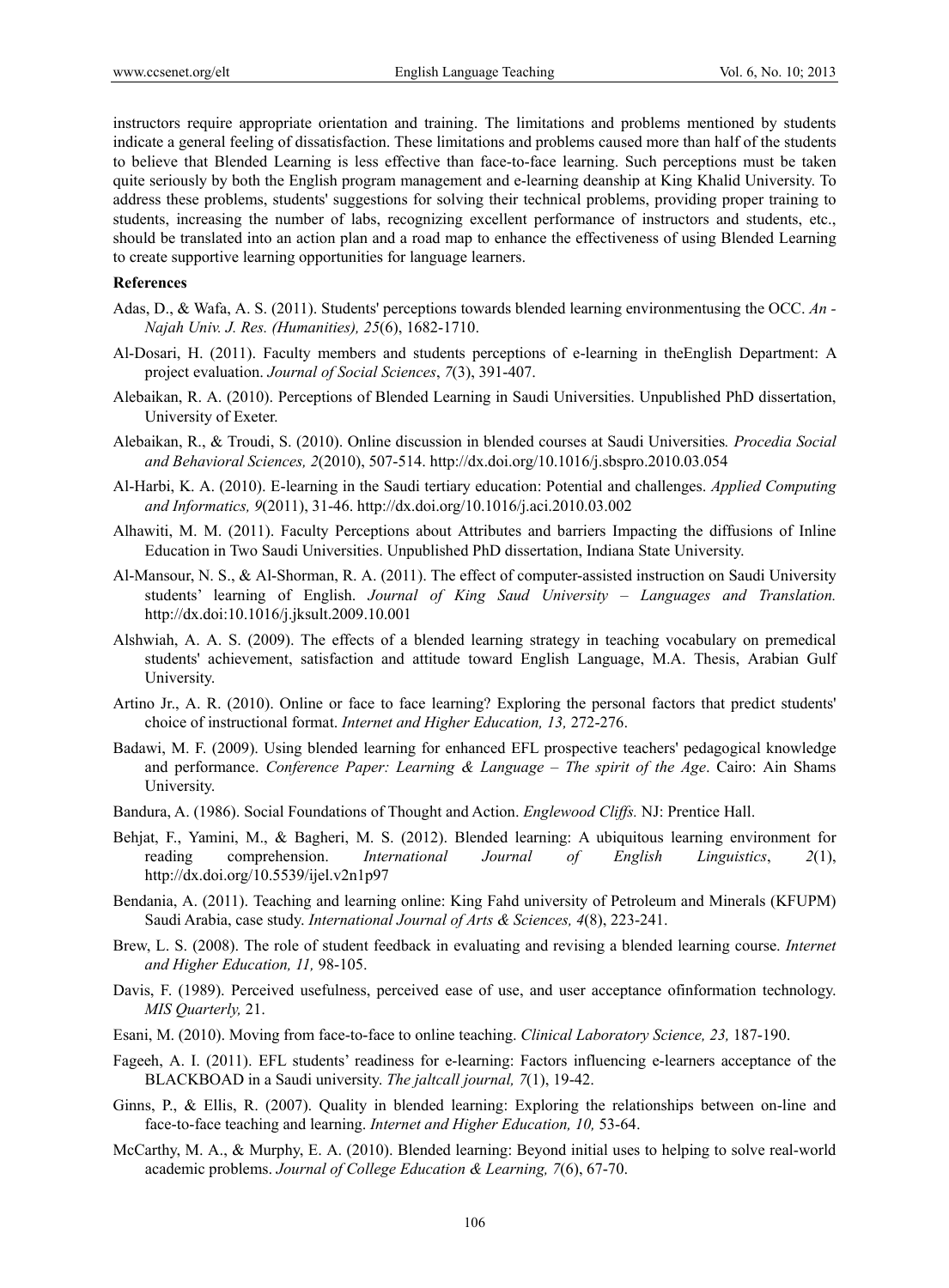instructors require appropriate orientation and training. The limitations and problems mentioned by students indicate a general feeling of dissatisfaction. These limitations and problems caused more than half of the students to believe that Blended Learning is less effective than face-to-face learning. Such perceptions must be taken quite seriously by both the English program management and e-learning deanship at King Khalid University. To address these problems, students' suggestions for solving their technical problems, providing proper training to students, increasing the number of labs, recognizing excellent performance of instructors and students, etc., should be translated into an action plan and a road map to enhance the effectiveness of using Blended Learning to create supportive learning opportunities for language learners.

**References**

Adas, D., & Wafa, A. S. (2011). Students' perceptions towards blended learning environmentusing the OCC. *An - Najah Univ. J. Res. (Humanities), 25*(6), 1682-1710.

Al-Dosari, H. (2011). Faculty members and students perceptions of e-learning in theEnglish Department: A project evaluation. *Journal of Social Sciences*, *7*(3), 391-407.

Alebaikan, R. A. (2010). Perceptions of Blended Learning in Saudi Universities. Unpublished PhD dissertation, University of Exeter.

Alebaikan, R., & Troudi, S. (2010). Online discussion in blended courses at Saudi Universities*. Procedia Social and Behavioral Sciences, 2*(2010), 507-514. http://dx.doi.org/10.1016/j.sbspro.2010.03.054

Al-Harbi, K. A. (2010). E-learning in the Saudi tertiary education: Potential and challenges. *Applied Computing and Informatics, 9*(2011), 31-46. http://dx.doi.org/10.1016/j.aci.2010.03.002

Alhawiti, M. M. (2011). Faculty Perceptions about Attributes and barriers Impacting the diffusions of Inline Education in Two Saudi Universities. Unpublished PhD dissertation, Indiana State University.

Al-Mansour, N. S., & Al-Shorman, R. A. (2011). The effect of computer-assisted instruction on Saudi University students' learning of English. *Journal of King Saud University – Languages and Translation.* http://dx.doi:10.1016/j.jksult.2009.10.001

Alshwiah, A. A. S. (2009). The effects of a blended learning strategy in teaching vocabulary on premedical students' achievement, satisfaction and attitude toward English Language, M.A. Thesis, Arabian Gulf University.

Artino Jr., A. R. (2010). Online or face to face learning? Exploring the personal factors that predict students' choice of instructional format. *Internet and Higher Education, 13,* 272-276.

Badawi, M. F. (2009). Using blended learning for enhanced EFL prospective teachers' pedagogical knowledge and performance. *Conference Paper: Learning & Language – The spirit of the Age*. Cairo: Ain Shams University.

Bandura, A. (1986). Social Foundations of Thought and Action. *Englewood Cliffs.* NJ: Prentice Hall.

Behjat, F., Yamini, M., & Bagheri, M. S. (2012). Blended learning: A ubiquitous learning environment for reading comprehension. *International Journal of English Linguistics*, *2*(1), http://dx.doi.org/10.5539/ijel.v2n1p97

Bendania, A. (2011). Teaching and learning online: King Fahd university of Petroleum and Minerals (KFUPM) Saudi Arabia, case study. *International Journal of Arts & Sciences, 4*(8), 223-241.

Brew, L. S. (2008). The role of student feedback in evaluating and revising a blended learning course. *Internet and Higher Education, 11,* 98-105.

Davis, F. (1989). Perceived usefulness, perceived ease of use, and user acceptance ofinformation technology. *MIS Quarterly,* 21.

Esani, M. (2010). Moving from face-to-face to online teaching. *Clinical Laboratory Science, 23,* 187-190.

Fageeh, A. I. (2011). EFL students' readiness for e-learning: Factors influencing e-learners acceptance of the BLACKBOAD in a Saudi university. *The jaltcall journal, 7*(1), 19-42.

Ginns, P., & Ellis, R. (2007). Quality in blended learning: Exploring the relationships between on-line and face-to-face teaching and learning. *Internet and Higher Education, 10,* 53-64.

McCarthy, M. A., & Murphy, E. A. (2010). Blended learning: Beyond initial uses to helping to solve real-world academic problems. *Journal of College Education & Learning, 7*(6), 67-70.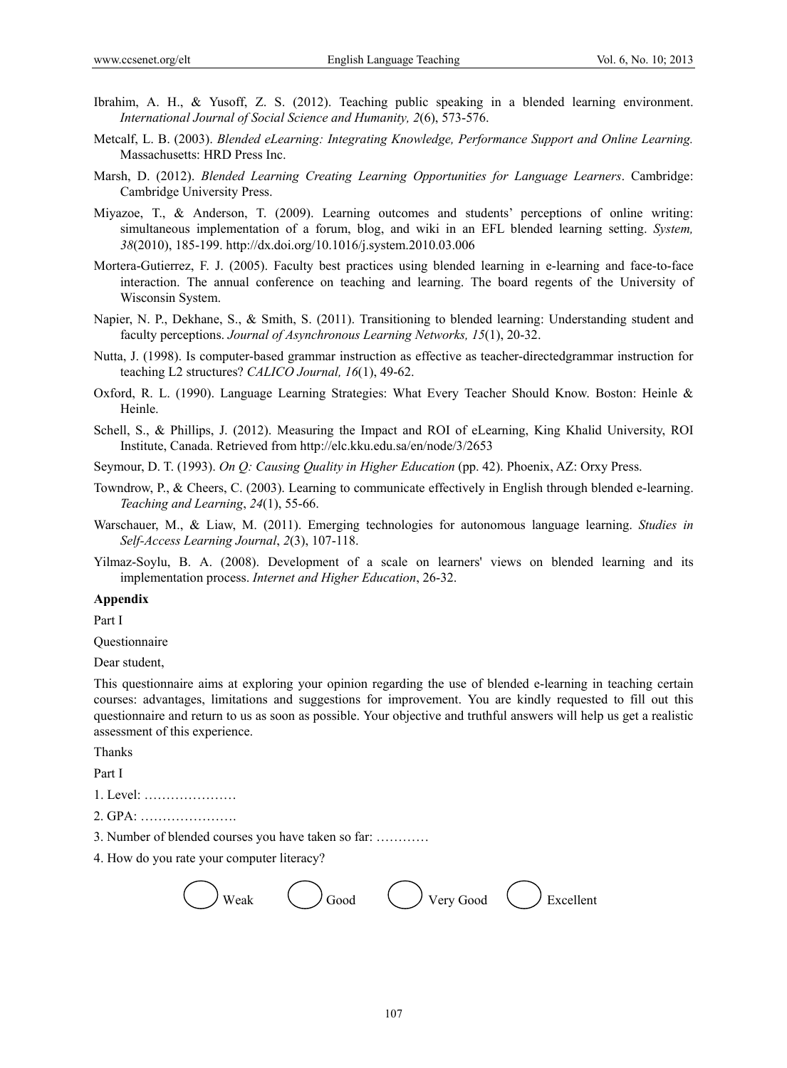Ibrahim, A. H., & Yusoff, Z. S. (2012). Teaching public speaking in a blended learning environment. *International Journal of Social Science and Humanity, 2*(6), 573-576.

Metcalf, L. B. (2003). *Blended eLearning: Integrating Knowledge, Performance Support and Online Learning.* Massachusetts: HRD Press Inc.

Marsh, D. (2012). *Blended Learning Creating Learning Opportunities for Language Learners*. Cambridge: Cambridge University Press.

Miyazoe, T., & Anderson, T. (2009). Learning outcomes and students' perceptions of online writing: simultaneous implementation of a forum, blog, and wiki in an EFL blended learning setting. *System, 38*(2010), 185-199. http://dx.doi.org/10.1016/j.system.2010.03.006

Mortera-Gutierrez, F. J. (2005). Faculty best practices using blended learning in e-learning and face-to-face interaction. The annual conference on teaching and learning. The board regents of the University of Wisconsin System.

Napier, N. P., Dekhane, S., & Smith, S. (2011). Transitioning to blended learning: Understanding student and faculty perceptions. *Journal of Asynchronous Learning Networks, 15*(1), 20-32.

Nutta, J. (1998). Is computer-based grammar instruction as effective as teacher-directedgrammar instruction for teaching L2 structures? *CALICO Journal, 16*(1), 49-62.

Oxford, R. L. (1990). Language Learning Strategies: What Every Teacher Should Know. Boston: Heinle & Heinle.

Schell, S., & Phillips, J. (2012). Measuring the Impact and ROI of eLearning, King Khalid University, ROI Institute, Canada. Retrieved from http://elc.kku.edu.sa/en/node/3/2653

Seymour, D. T. (1993). *On Q: Causing Quality in Higher Education* (pp. 42). Phoenix, AZ: Orxy Press.

Towndrow, P., & Cheers, C. (2003). Learning to communicate effectively in English through blended e-learning. *Teaching and Learning*, *24*(1), 55-66.

Warschauer, M., & Liaw, M. (2011). Emerging technologies for autonomous language learning. *Studies in Self-Access Learning Journal*, *2*(3), 107-118.

Yilmaz-Soylu, B. A. (2008). Development of a scale on learners' views on blended learning and its implementation process. *Internet and Higher Education*, 26-32.

**Appendix**

Part I

Questionnaire

Dear student,

This questionnaire aims at exploring your opinion regarding the use of blended e-learning in teaching certain courses: advantages, limitations and suggestions for improvement. You are kindly requested to fill out this questionnaire and return to us as soon as possible. Your objective and truthful answers will help us get a realistic assessment of this experience.

Thanks

Part I

1. Level: …………………

2. GPA: ………………….

3. Number of blended courses you have taken so far: …………

4. How do you rate your computer literacy?

○ Weak ○ Good ○ Very Good ○ Excellent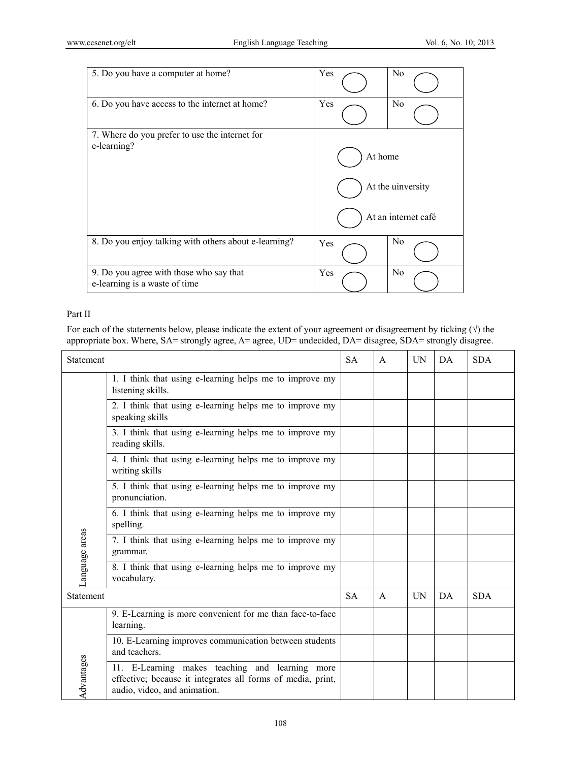| 5. Do you have a computer at home? | Yes ◯ | No ◯ |
|---|---|---|
| 6. Do you have access to the internet at home? | Yes ◯ | No ◯ |
| 7. Where do you prefer to use the internet for e-learning? | ◯ At home<br>◯ At the uinversity<br>◯ At an internet café | |
| 8. Do you enjoy talking with others about e-learning? | Yes ◯ | No ◯ |
| 9. Do you agree with those who say that e-learning is a waste of time | Yes ◯ | No ◯ |

Part II

For each of the statements below, please indicate the extent of your agreement or disagreement by ticking (√) the appropriate box. Where, SA= strongly agree, A= agree, UD= undecided, DA= disagree, SDA= strongly disagree.

| Statement | | SA | A | UN | DA | SDA |
|---|---|---|---|---|---|---|
| Language areas | 1. I think that using e-learning helps me to improve my listening skills. | | | | | |
| | 2. I think that using e-learning helps me to improve my speaking skills | | | | | |
| | 3. I think that using e-learning helps me to improve my reading skills. | | | | | |
| | 4. I think that using e-learning helps me to improve my writing skills | | | | | |
| | 5. I think that using e-learning helps me to improve my pronunciation. | | | | | |
| | 6. I think that using e-learning helps me to improve my spelling. | | | | | |
| | 7. I think that using e-learning helps me to improve my grammar. | | | | | |
| | 8. I think that using e-learning helps me to improve my vocabulary. | | | | | |
| Statement | | SA | A | UN | DA | SDA |
| Advantages | 9. E-Learning is more convenient for me than face-to-face learning. | | | | | |
| | 10. E-Learning improves communication between students and teachers. | | | | | |
| | 11. E-Learning makes teaching and learning more effective; because it integrates all forms of media, print, audio, video, and animation. | | | | | |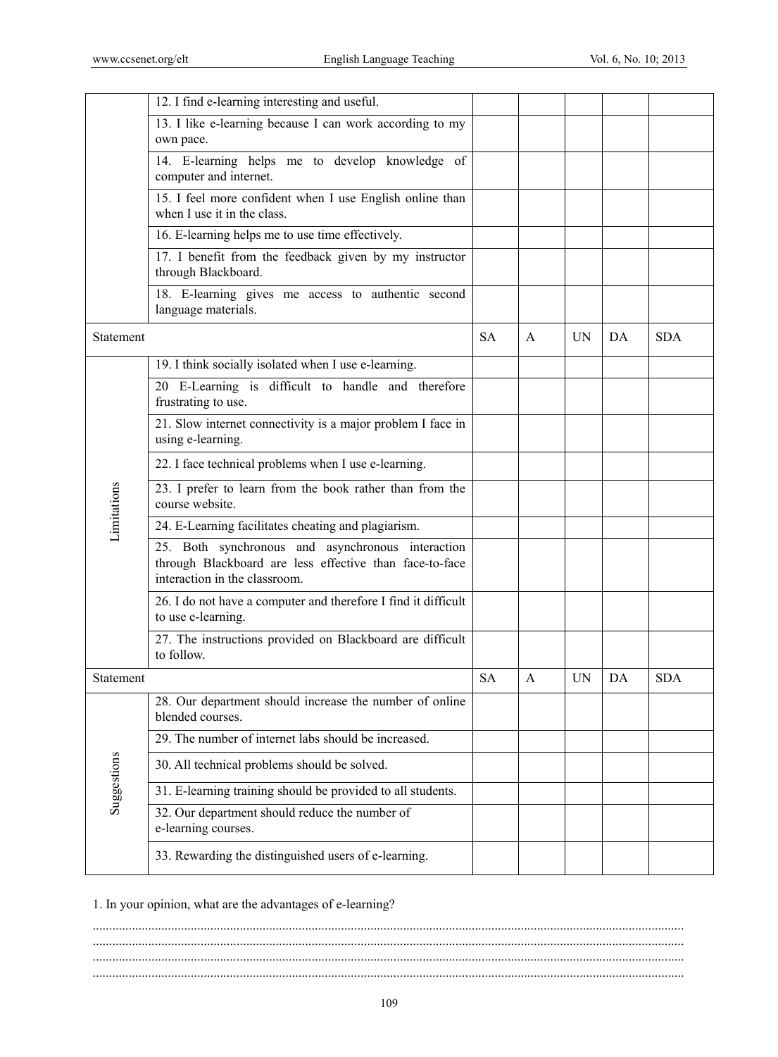| | | | | | | |
|---|---|---|---|---|---|---|
| | 12. I find e-learning interesting and useful. | | | | | |
| | 13. I like e-learning because I can work according to my own pace. | | | | | |
| | 14. E-learning helps me to develop knowledge of computer and internet. | | | | | |
| | 15. I feel more confident when I use English online than when I use it in the class. | | | | | |
| | 16. E-learning helps me to use time effectively. | | | | | |
| | 17. I benefit from the feedback given by my instructor through Blackboard. | | | | | |
| | 18. E-learning gives me access to authentic second language materials. | | | | | |
| Statement | | SA | A | UN | DA | SDA |
| Limitations | 19. I think socially isolated when I use e-learning. | | | | | |
| | 20 E-Learning is difficult to handle and therefore frustrating to use. | | | | | |
| | 21. Slow internet connectivity is a major problem I face in using e-learning. | | | | | |
| | 22. I face technical problems when I use e-learning. | | | | | |
| | 23. I prefer to learn from the book rather than from the course website. | | | | | |
| | 24. E-Learning facilitates cheating and plagiarism. | | | | | |
| | 25. Both synchronous and asynchronous interaction through Blackboard are less effective than face-to-face interaction in the classroom. | | | | | |
| | 26. I do not have a computer and therefore I find it difficult to use e-learning. | | | | | |
| | 27. The instructions provided on Blackboard are difficult to follow. | | | | | |
| Statement | | SA | A | UN | DA | SDA |
| Suggestions | 28. Our department should increase the number of online blended courses. | | | | | |
| | 29. The number of internet labs should be increased. | | | | | |
| | 30. All technical problems should be solved. | | | | | |
| | 31. E-learning training should be provided to all students. | | | | | |
| | 32. Our department should reduce the number of e-learning courses. | | | | | |
| | 33. Rewarding the distinguished users of e-learning. | | | | | |

1. In your opinion, what are the advantages of e-learning?

..........................................................................................................................................................................

..........................................................................................................................................................................

..........................................................................................................................................................................

..........................................................................................................................................................................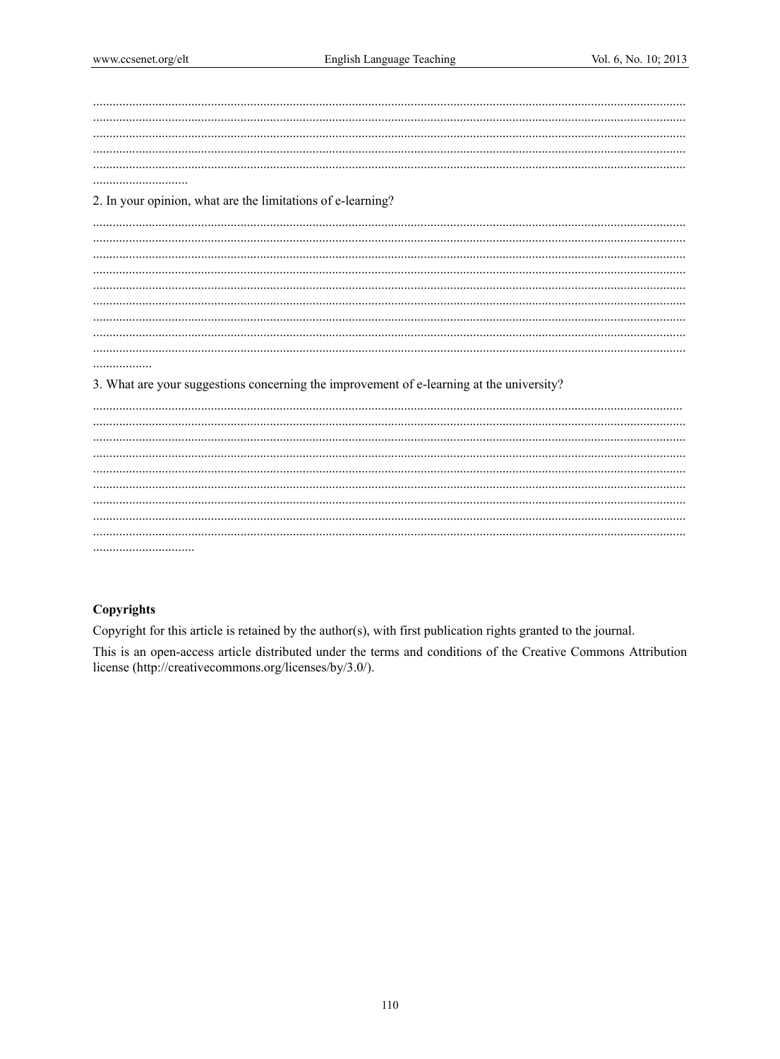2. In your opinion, what are the limitations of e-learning?

3. What are your suggestions concerning the improvement of e-learning at the university?

**Copyrights**

Copyright for this article is retained by the author(s), with first publication rights granted to the journal.

This is an open-access article distributed under the terms and conditions of the Creative Commons Attribution license (http://creativecommons.org/licenses/by/3.0/).